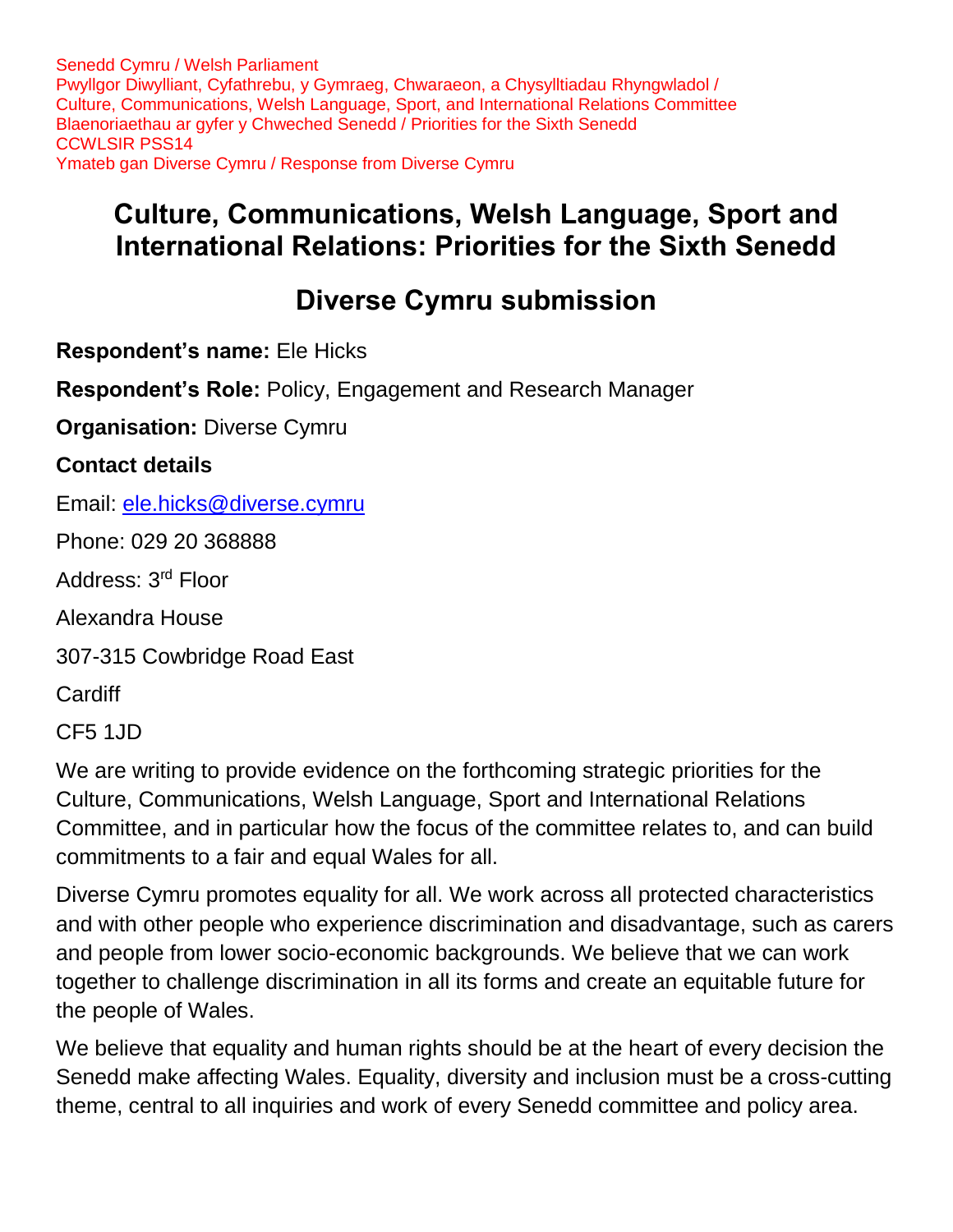Senedd Cymru / Welsh Parliament
Pwyllgor Diwylliant, Cyfathrebu, y Gymraeg, Chwaraeon, a Chysylltiadau Rhyngwladol /
Culture, Communications, Welsh Language, Sport, and International Relations Committee
Blaenoriaethau ar gyfer y Chweched Senedd / Priorities for the Sixth Senedd
CCWLSIR PSS14
Ymateb gan Diverse Cymru / Response from Diverse Cymru

# Culture, Communications, Welsh Language, Sport and International Relations: Priorities for the Sixth Senedd

## Diverse Cymru submission

**Respondent's name:** Ele Hicks

**Respondent's Role:** Policy, Engagement and Research Manager

**Organisation:** Diverse Cymru

**Contact details**

Email: ele.hicks@diverse.cymru

Phone: 029 20 368888

Address: 3rd Floor

Alexandra House

307-315 Cowbridge Road East

Cardiff

CF5 1JD

We are writing to provide evidence on the forthcoming strategic priorities for the Culture, Communications, Welsh Language, Sport and International Relations Committee, and in particular how the focus of the committee relates to, and can build commitments to a fair and equal Wales for all.

Diverse Cymru promotes equality for all. We work across all protected characteristics and with other people who experience discrimination and disadvantage, such as carers and people from lower socio-economic backgrounds. We believe that we can work together to challenge discrimination in all its forms and create an equitable future for the people of Wales.

We believe that equality and human rights should be at the heart of every decision the Senedd make affecting Wales. Equality, diversity and inclusion must be a cross-cutting theme, central to all inquiries and work of every Senedd committee and policy area.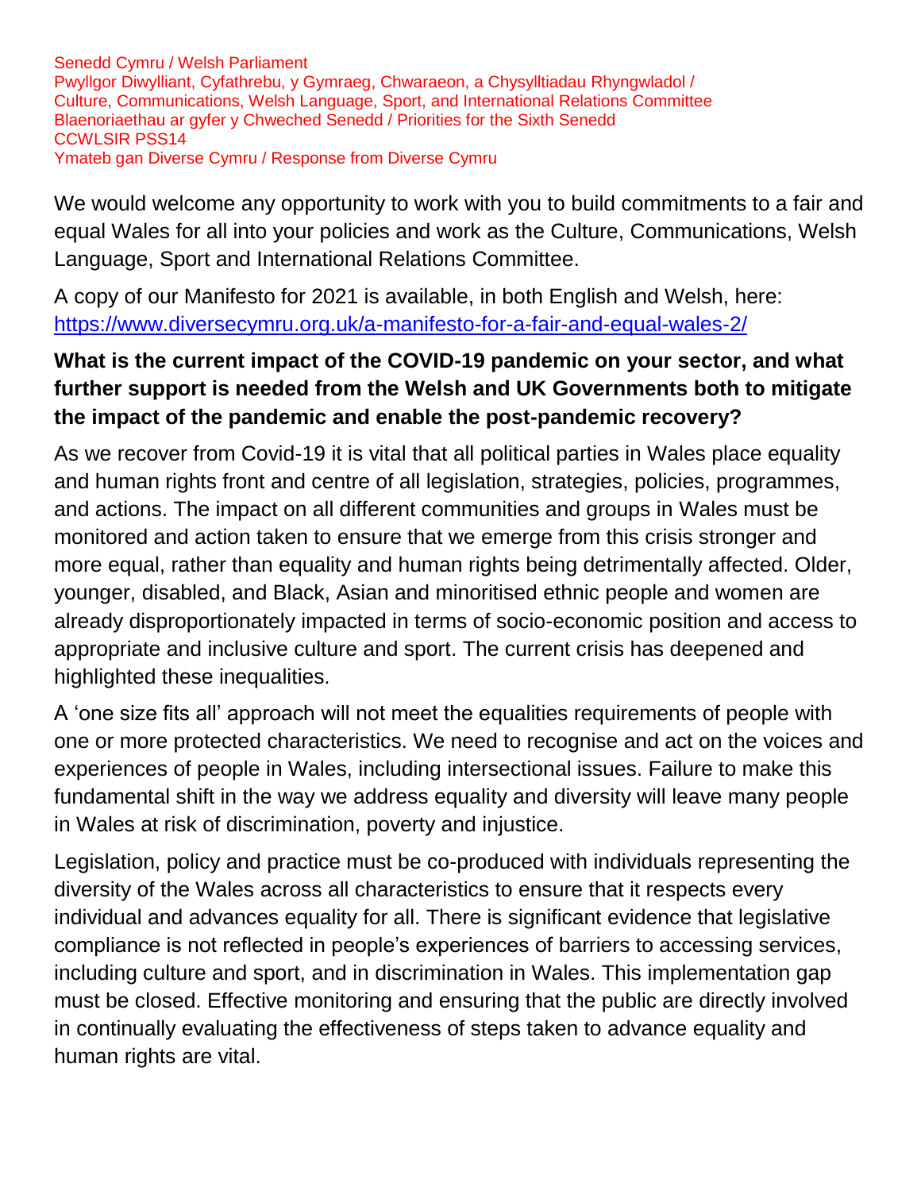Senedd Cymru / Welsh Parliament
Pwyllgor Diwylliant, Cyfathrebu, y Gymraeg, Chwaraeon, a Chysylltiadau Rhyngwladol / Culture, Communications, Welsh Language, Sport, and International Relations Committee
Blaenoriaethau ar gyfer y Chweched Senedd / Priorities for the Sixth Senedd
CCWLSIR PSS14
Ymateb gan Diverse Cymru / Response from Diverse Cymru

We would welcome any opportunity to work with you to build commitments to a fair and equal Wales for all into your policies and work as the Culture, Communications, Welsh Language, Sport and International Relations Committee.

A copy of our Manifesto for 2021 is available, in both English and Welsh, here: https://www.diversecymru.org.uk/a-manifesto-for-a-fair-and-equal-wales-2/

**What is the current impact of the COVID-19 pandemic on your sector, and what further support is needed from the Welsh and UK Governments both to mitigate the impact of the pandemic and enable the post-pandemic recovery?**

As we recover from Covid-19 it is vital that all political parties in Wales place equality and human rights front and centre of all legislation, strategies, policies, programmes, and actions. The impact on all different communities and groups in Wales must be monitored and action taken to ensure that we emerge from this crisis stronger and more equal, rather than equality and human rights being detrimentally affected. Older, younger, disabled, and Black, Asian and minoritised ethnic people and women are already disproportionately impacted in terms of socio-economic position and access to appropriate and inclusive culture and sport. The current crisis has deepened and highlighted these inequalities.

A 'one size fits all' approach will not meet the equalities requirements of people with one or more protected characteristics. We need to recognise and act on the voices and experiences of people in Wales, including intersectional issues. Failure to make this fundamental shift in the way we address equality and diversity will leave many people in Wales at risk of discrimination, poverty and injustice.

Legislation, policy and practice must be co-produced with individuals representing the diversity of the Wales across all characteristics to ensure that it respects every individual and advances equality for all. There is significant evidence that legislative compliance is not reflected in people's experiences of barriers to accessing services, including culture and sport, and in discrimination in Wales. This implementation gap must be closed. Effective monitoring and ensuring that the public are directly involved in continually evaluating the effectiveness of steps taken to advance equality and human rights are vital.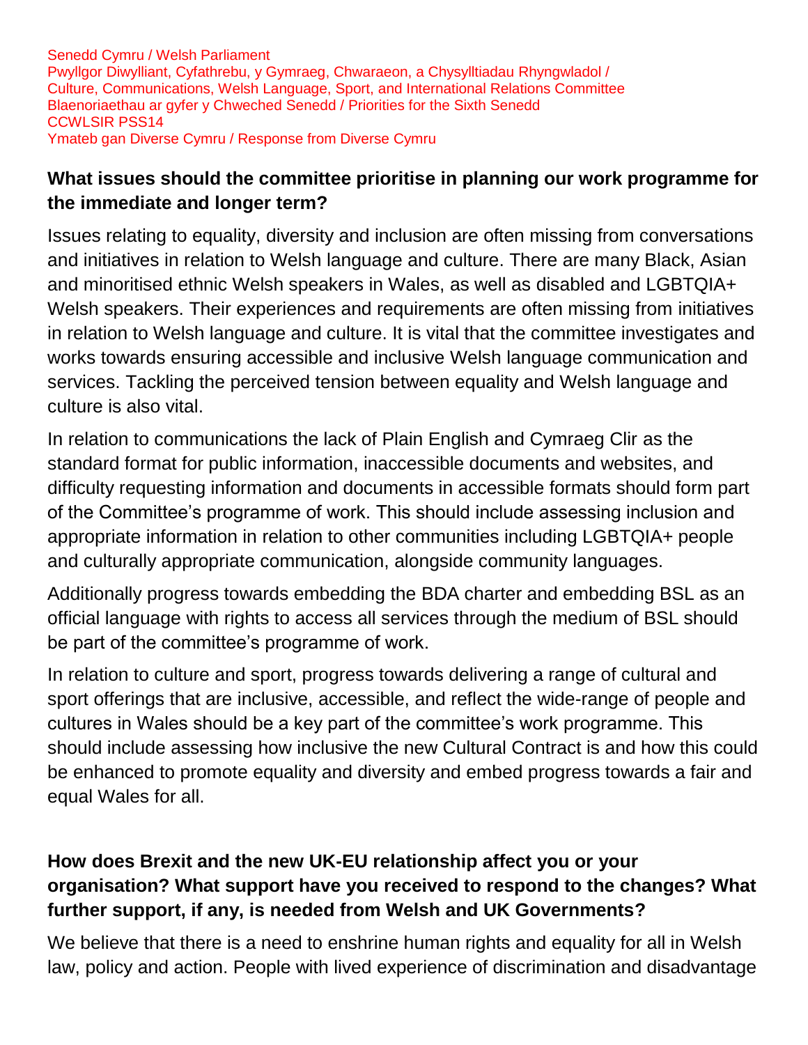Senedd Cymru / Welsh Parliament
Pwyllgor Diwylliant, Cyfathrebu, y Gymraeg, Chwaraeon, a Chysylltiadau Rhyngwladol / Culture, Communications, Welsh Language, Sport, and International Relations Committee
Blaenoriaethau ar gyfer y Chweched Senedd / Priorities for the Sixth Senedd
CCWLSIR PSS14
Ymateb gan Diverse Cymru / Response from Diverse Cymru

**What issues should the committee prioritise in planning our work programme for the immediate and longer term?**

Issues relating to equality, diversity and inclusion are often missing from conversations and initiatives in relation to Welsh language and culture. There are many Black, Asian and minoritised ethnic Welsh speakers in Wales, as well as disabled and LGBTQIA+ Welsh speakers. Their experiences and requirements are often missing from initiatives in relation to Welsh language and culture. It is vital that the committee investigates and works towards ensuring accessible and inclusive Welsh language communication and services. Tackling the perceived tension between equality and Welsh language and culture is also vital.

In relation to communications the lack of Plain English and Cymraeg Clir as the standard format for public information, inaccessible documents and websites, and difficulty requesting information and documents in accessible formats should form part of the Committee's programme of work. This should include assessing inclusion and appropriate information in relation to other communities including LGBTQIA+ people and culturally appropriate communication, alongside community languages.

Additionally progress towards embedding the BDA charter and embedding BSL as an official language with rights to access all services through the medium of BSL should be part of the committee's programme of work.

In relation to culture and sport, progress towards delivering a range of cultural and sport offerings that are inclusive, accessible, and reflect the wide-range of people and cultures in Wales should be a key part of the committee's work programme. This should include assessing how inclusive the new Cultural Contract is and how this could be enhanced to promote equality and diversity and embed progress towards a fair and equal Wales for all.

**How does Brexit and the new UK-EU relationship affect you or your organisation? What support have you received to respond to the changes? What further support, if any, is needed from Welsh and UK Governments?**

We believe that there is a need to enshrine human rights and equality for all in Welsh law, policy and action. People with lived experience of discrimination and disadvantage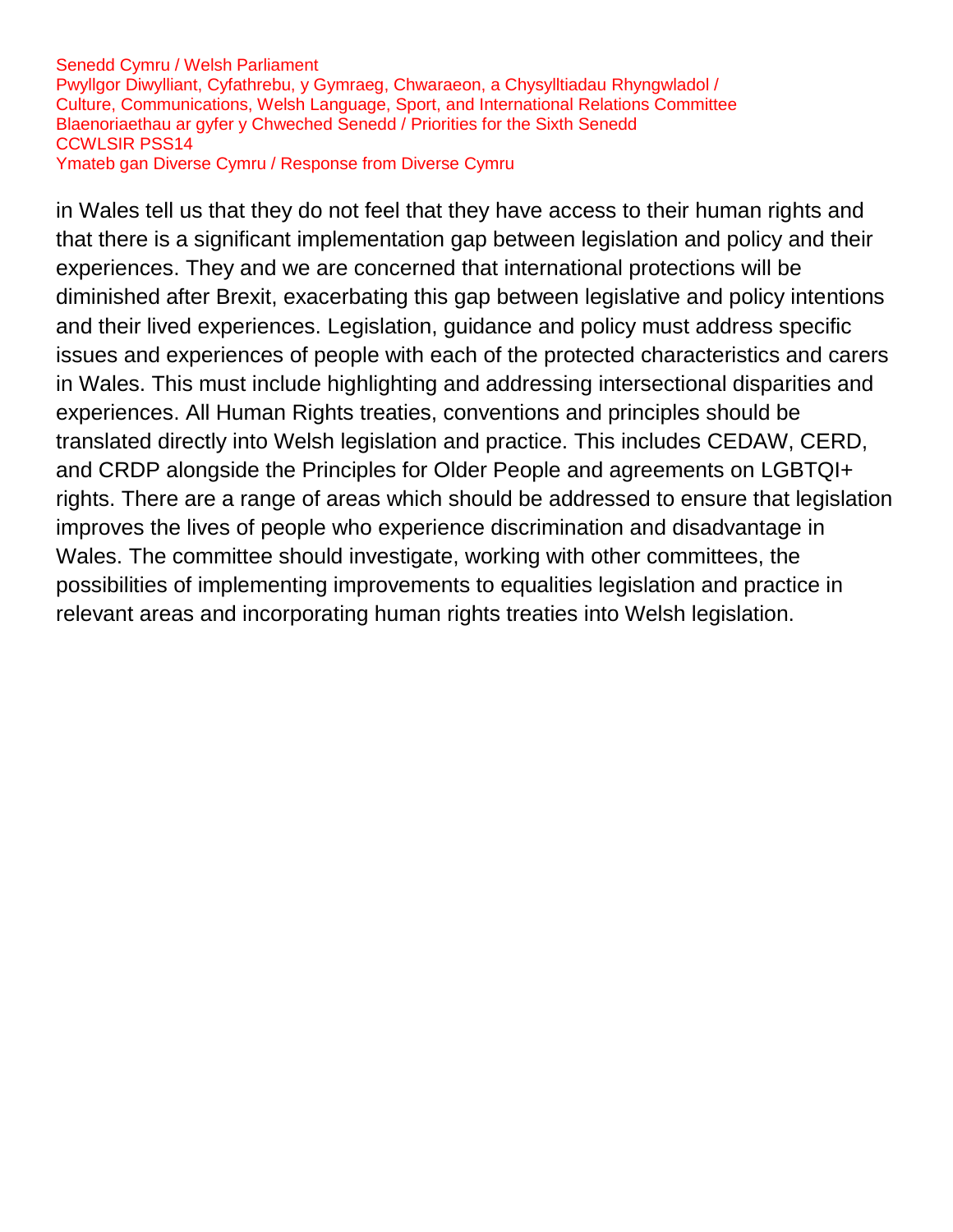in Wales tell us that they do not feel that they have access to their human rights and that there is a significant implementation gap between legislation and policy and their experiences. They and we are concerned that international protections will be diminished after Brexit, exacerbating this gap between legislative and policy intentions and their lived experiences. Legislation, guidance and policy must address specific issues and experiences of people with each of the protected characteristics and carers in Wales. This must include highlighting and addressing intersectional disparities and experiences. All Human Rights treaties, conventions and principles should be translated directly into Welsh legislation and practice. This includes CEDAW, CERD, and CRDP alongside the Principles for Older People and agreements on LGBTQI+ rights. There are a range of areas which should be addressed to ensure that legislation improves the lives of people who experience discrimination and disadvantage in Wales. The committee should investigate, working with other committees, the possibilities of implementing improvements to equalities legislation and practice in relevant areas and incorporating human rights treaties into Welsh legislation.